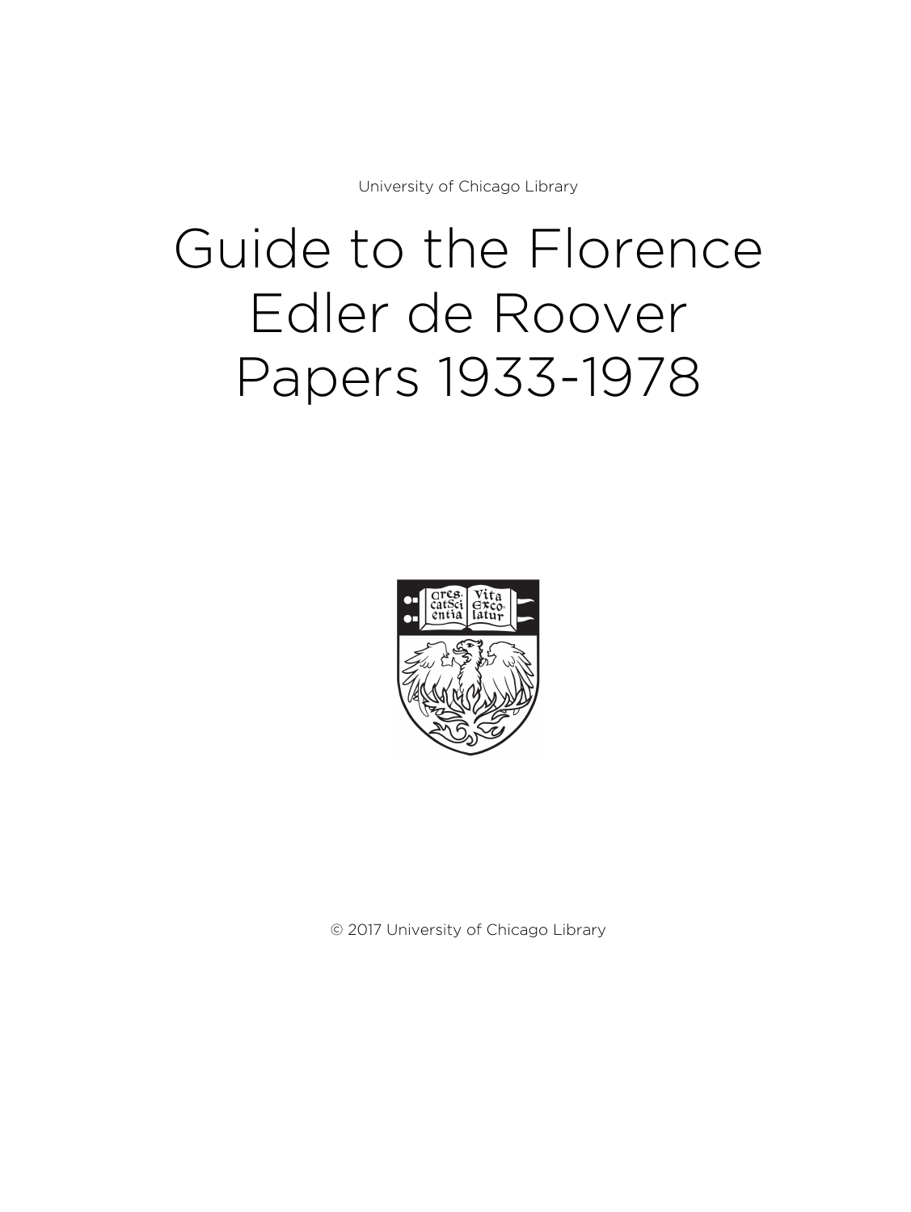University of Chicago Library

# Guide to the Florence Edler de Roover Papers 1933-1978

© 2017 University of Chicago Library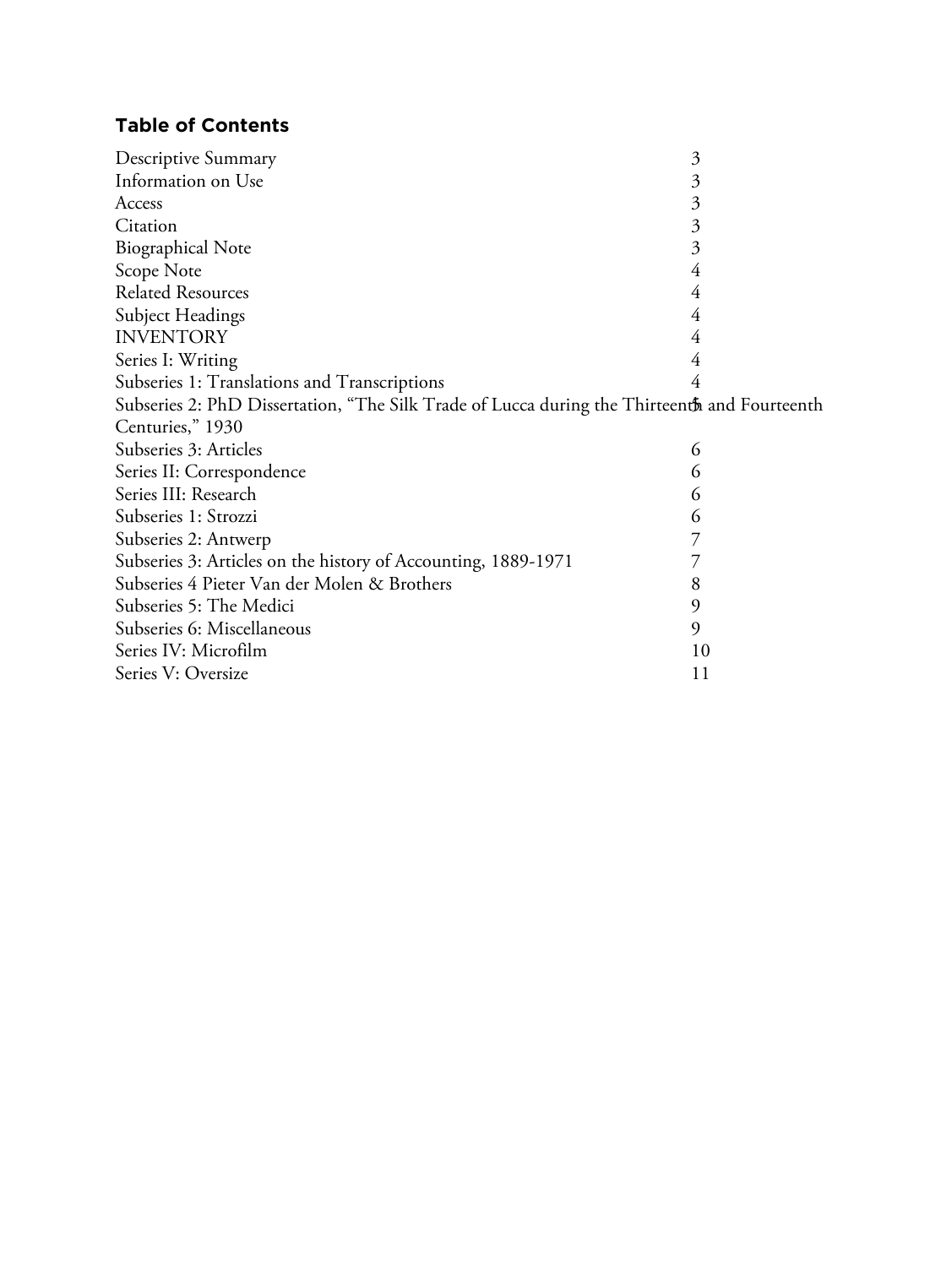## Table of Contents

| | |
|---|---|
| Descriptive Summary | 3 |
| Information on Use | 3 |
| Access | 3 |
| Citation | 3 |
| Biographical Note | 3 |
| Scope Note | 4 |
| Related Resources | 4 |
| Subject Headings | 4 |
| INVENTORY | 4 |
| Series I: Writing | 4 |
| Subseries 1: Translations and Transcriptions | 4 |
| Subseries 2: PhD Dissertation, "The Silk Trade of Lucca during the Thirteenth and Fourteenth Centuries," 1930 | 5 |
| Subseries 3: Articles | 6 |
| Series II: Correspondence | 6 |
| Series III: Research | 6 |
| Subseries 1: Strozzi | 6 |
| Subseries 2: Antwerp | 7 |
| Subseries 3: Articles on the history of Accounting, 1889-1971 | 7 |
| Subseries 4 Pieter Van der Molen & Brothers | 8 |
| Subseries 5: The Medici | 9 |
| Subseries 6: Miscellaneous | 9 |
| Series IV: Microfilm | 10 |
| Series V: Oversize | 11 |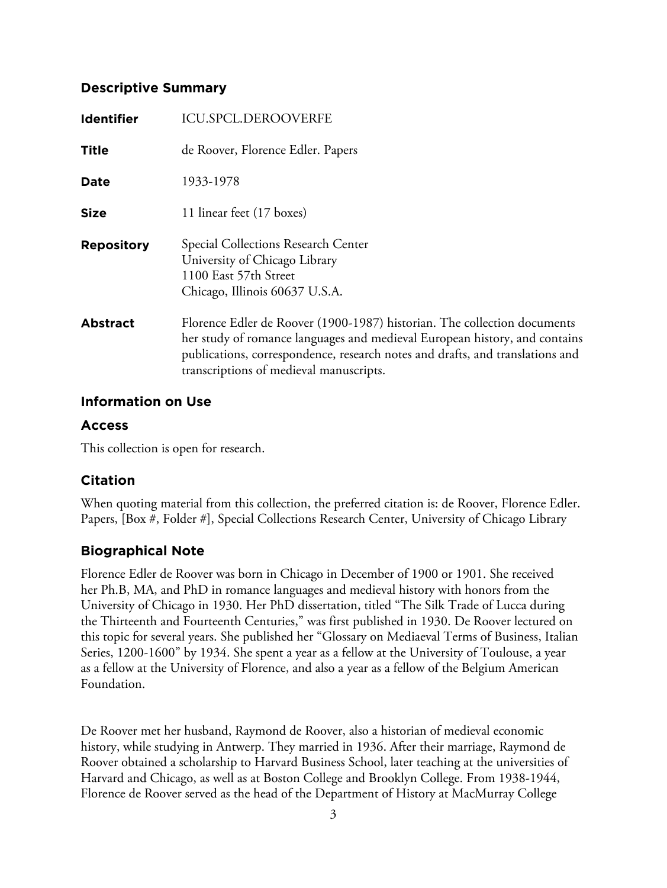## Descriptive Summary

| | |
|---|---|
| **Identifier** | ICU.SPCL.DEROOVERFE |
| **Title** | de Roover, Florence Edler. Papers |
| **Date** | 1933-1978 |
| **Size** | 11 linear feet (17 boxes) |
| **Repository** | Special Collections Research Center<br>University of Chicago Library<br>1100 East 57th Street<br>Chicago, Illinois 60637 U.S.A. |
| **Abstract** | Florence Edler de Roover (1900-1987) historian. The collection documents her study of romance languages and medieval European history, and contains publications, correspondence, research notes and drafts, and translations and transcriptions of medieval manuscripts. |

## Information on Use

### Access

This collection is open for research.

## Citation

When quoting material from this collection, the preferred citation is: de Roover, Florence Edler. Papers, [Box #, Folder #], Special Collections Research Center, University of Chicago Library

## Biographical Note

Florence Edler de Roover was born in Chicago in December of 1900 or 1901. She received her Ph.B, MA, and PhD in romance languages and medieval history with honors from the University of Chicago in 1930. Her PhD dissertation, titled "The Silk Trade of Lucca during the Thirteenth and Fourteenth Centuries," was first published in 1930. De Roover lectured on this topic for several years. She published her "Glossary on Mediaeval Terms of Business, Italian Series, 1200-1600" by 1934. She spent a year as a fellow at the University of Toulouse, a year as a fellow at the University of Florence, and also a year as a fellow of the Belgium American Foundation.

De Roover met her husband, Raymond de Roover, also a historian of medieval economic history, while studying in Antwerp. They married in 1936. After their marriage, Raymond de Roover obtained a scholarship to Harvard Business School, later teaching at the universities of Harvard and Chicago, as well as at Boston College and Brooklyn College. From 1938-1944, Florence de Roover served as the head of the Department of History at MacMurray College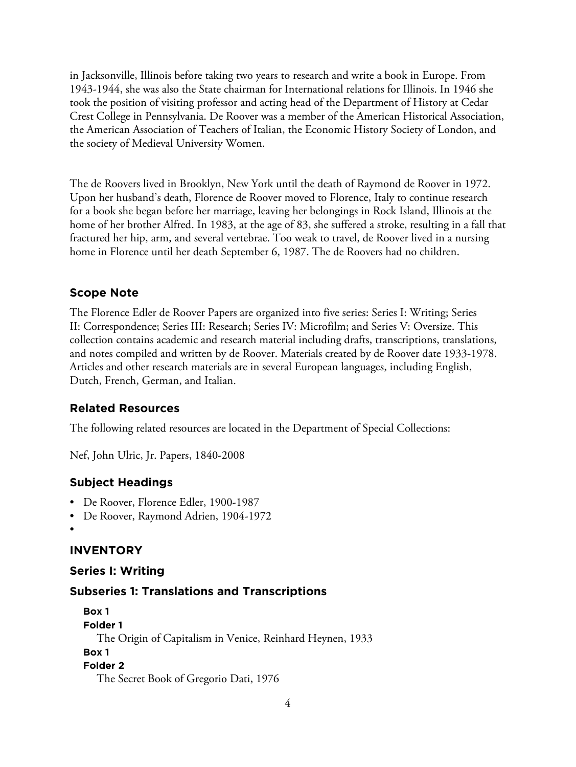in Jacksonville, Illinois before taking two years to research and write a book in Europe. From 1943-1944, she was also the State chairman for International relations for Illinois. In 1946 she took the position of visiting professor and acting head of the Department of History at Cedar Crest College in Pennsylvania. De Roover was a member of the American Historical Association, the American Association of Teachers of Italian, the Economic History Society of London, and the society of Medieval University Women.

The de Roovers lived in Brooklyn, New York until the death of Raymond de Roover in 1972. Upon her husband's death, Florence de Roover moved to Florence, Italy to continue research for a book she began before her marriage, leaving her belongings in Rock Island, Illinois at the home of her brother Alfred. In 1983, at the age of 83, she suffered a stroke, resulting in a fall that fractured her hip, arm, and several vertebrae. Too weak to travel, de Roover lived in a nursing home in Florence until her death September 6, 1987. The de Roovers had no children.

## Scope Note

The Florence Edler de Roover Papers are organized into five series: Series I: Writing; Series II: Correspondence; Series III: Research; Series IV: Microfilm; and Series V: Oversize. This collection contains academic and research material including drafts, transcriptions, translations, and notes compiled and written by de Roover. Materials created by de Roover date 1933-1978. Articles and other research materials are in several European languages, including English, Dutch, French, German, and Italian.

## Related Resources

The following related resources are located in the Department of Special Collections:

Nef, John Ulric, Jr. Papers, 1840-2008

## Subject Headings

- De Roover, Florence Edler, 1900-1987
- De Roover, Raymond Adrien, 1904-1972
-

## INVENTORY

## Series I: Writing

### Subseries 1: Translations and Transcriptions

**Box 1**
**Folder 1**
The Origin of Capitalism in Venice, Reinhard Heynen, 1933

**Box 1**
**Folder 2**
The Secret Book of Gregorio Dati, 1976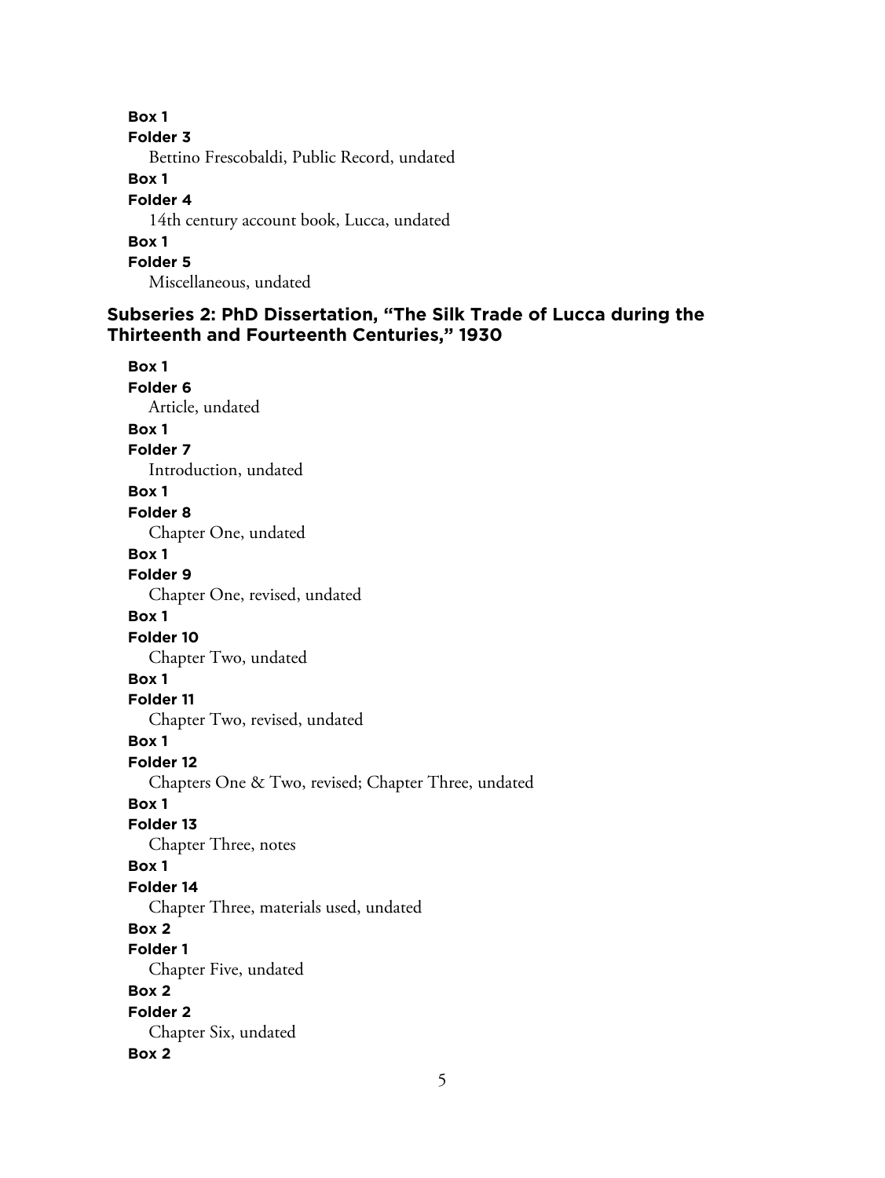**Box 1**
**Folder 3**
Bettino Frescobaldi, Public Record, undated

**Box 1**
**Folder 4**
14th century account book, Lucca, undated

**Box 1**
**Folder 5**
Miscellaneous, undated

### Subseries 2: PhD Dissertation, "The Silk Trade of Lucca during the Thirteenth and Fourteenth Centuries," 1930

**Box 1**
**Folder 6**
Article, undated

**Box 1**
**Folder 7**
Introduction, undated

**Box 1**
**Folder 8**
Chapter One, undated

**Box 1**
**Folder 9**
Chapter One, revised, undated

**Box 1**
**Folder 10**
Chapter Two, undated

**Box 1**
**Folder 11**
Chapter Two, revised, undated

**Box 1**
**Folder 12**
Chapters One & Two, revised; Chapter Three, undated

**Box 1**
**Folder 13**
Chapter Three, notes

**Box 1**
**Folder 14**
Chapter Three, materials used, undated

**Box 2**
**Folder 1**
Chapter Five, undated

**Box 2**
**Folder 2**
Chapter Six, undated

**Box 2**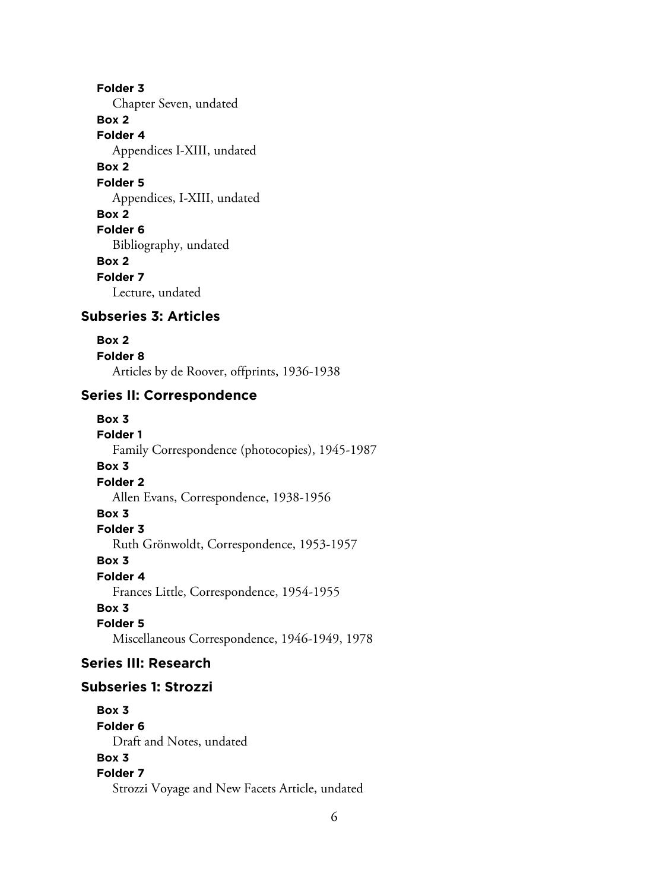**Folder 3**
Chapter Seven, undated
**Box 2**
**Folder 4**
Appendices I-XIII, undated
**Box 2**
**Folder 5**
Appendices, I-XIII, undated
**Box 2**
**Folder 6**
Bibliography, undated
**Box 2**
**Folder 7**
Lecture, undated

### Subseries 3: Articles

**Box 2**
**Folder 8**
Articles by de Roover, offprints, 1936-1938

### Series II: Correspondence

**Box 3**
**Folder 1**
Family Correspondence (photocopies), 1945-1987
**Box 3**
**Folder 2**
Allen Evans, Correspondence, 1938-1956
**Box 3**
**Folder 3**
Ruth Grönwoldt, Correspondence, 1953-1957
**Box 3**
**Folder 4**
Frances Little, Correspondence, 1954-1955
**Box 3**
**Folder 5**
Miscellaneous Correspondence, 1946-1949, 1978

### Series III: Research

### Subseries 1: Strozzi

**Box 3**
**Folder 6**
Draft and Notes, undated
**Box 3**
**Folder 7**
Strozzi Voyage and New Facets Article, undated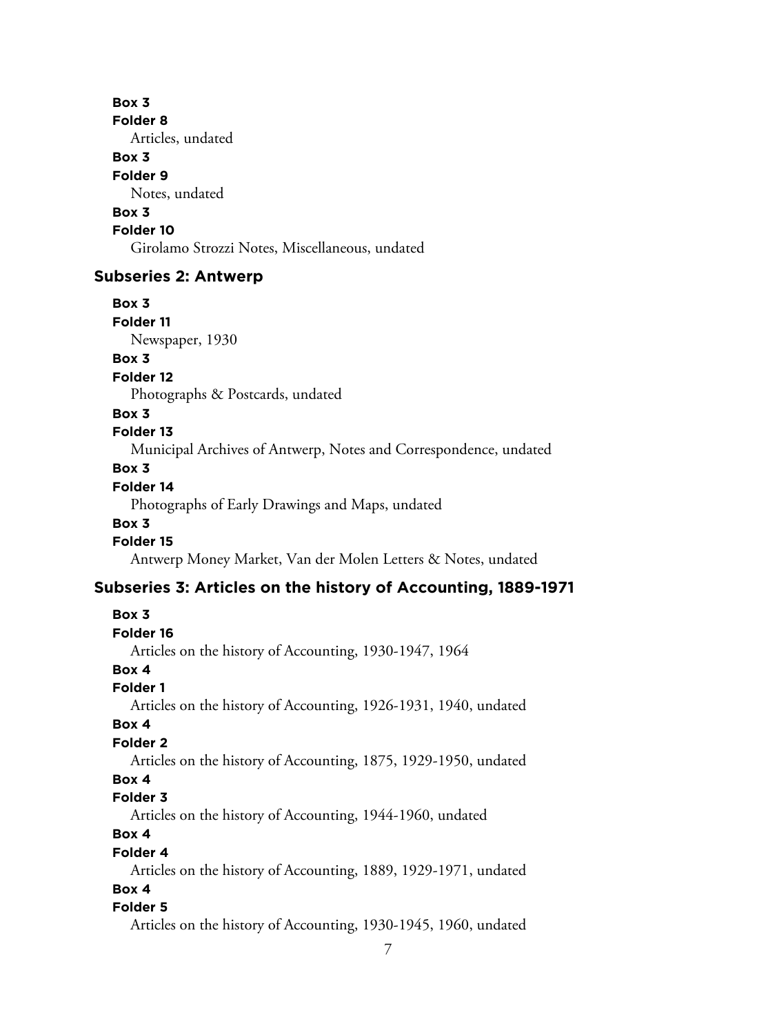**Box 3**
**Folder 8**
Articles, undated

**Box 3**
**Folder 9**
Notes, undated

**Box 3**
**Folder 10**
Girolamo Strozzi Notes, Miscellaneous, undated

### Subseries 2: Antwerp

**Box 3**
**Folder 11**
Newspaper, 1930

**Box 3**
**Folder 12**
Photographs & Postcards, undated

**Box 3**
**Folder 13**
Municipal Archives of Antwerp, Notes and Correspondence, undated

**Box 3**
**Folder 14**
Photographs of Early Drawings and Maps, undated

**Box 3**
**Folder 15**
Antwerp Money Market, Van der Molen Letters & Notes, undated

### Subseries 3: Articles on the history of Accounting, 1889-1971

**Box 3**
**Folder 16**
Articles on the history of Accounting, 1930-1947, 1964

**Box 4**
**Folder 1**
Articles on the history of Accounting, 1926-1931, 1940, undated

**Box 4**
**Folder 2**
Articles on the history of Accounting, 1875, 1929-1950, undated

**Box 4**
**Folder 3**
Articles on the history of Accounting, 1944-1960, undated

**Box 4**
**Folder 4**
Articles on the history of Accounting, 1889, 1929-1971, undated

**Box 4**
**Folder 5**
Articles on the history of Accounting, 1930-1945, 1960, undated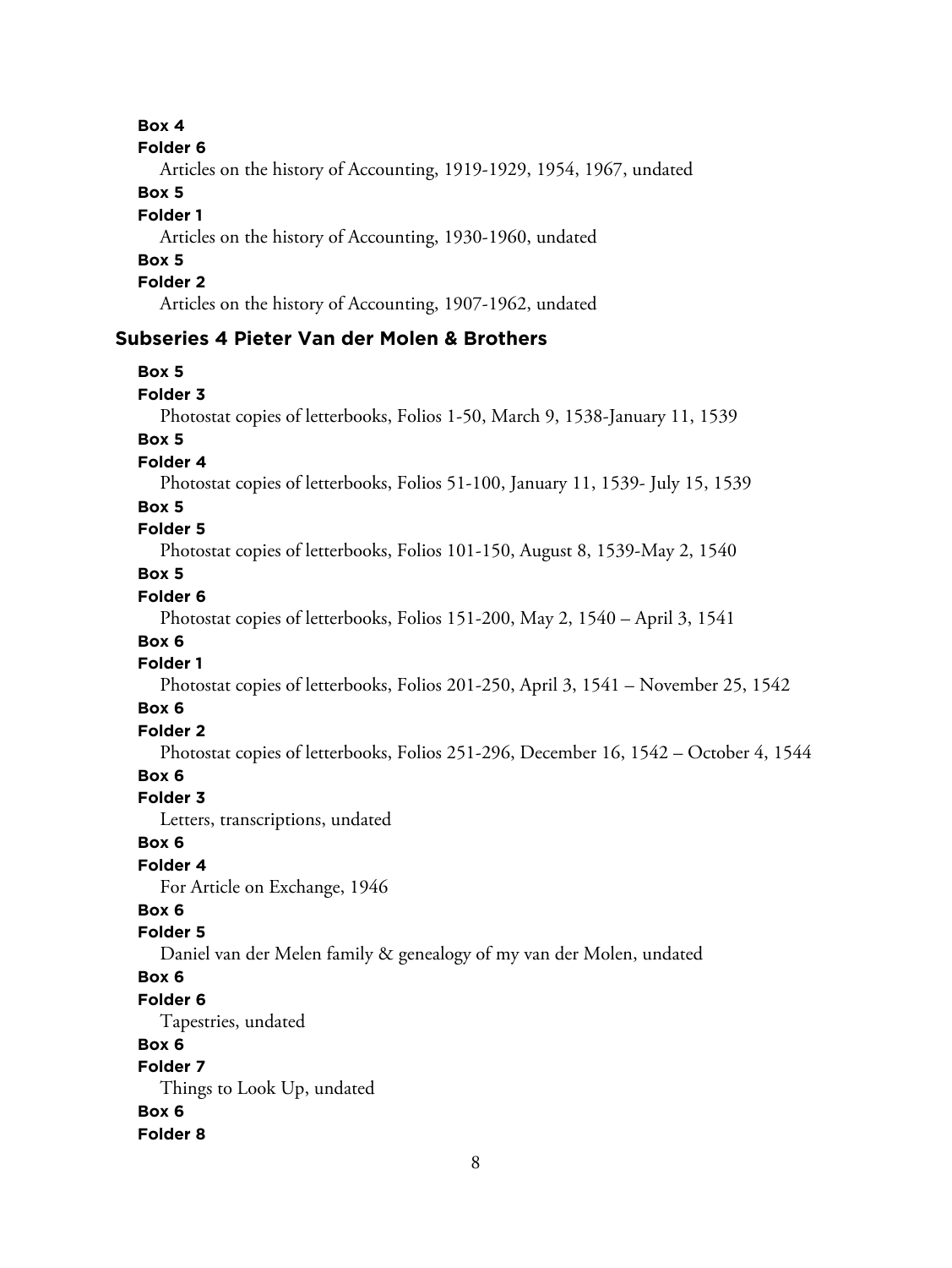**Box 4**

**Folder 6**

Articles on the history of Accounting, 1919-1929, 1954, 1967, undated

**Box 5**

**Folder 1**

Articles on the history of Accounting, 1930-1960, undated

**Box 5**

**Folder 2**

Articles on the history of Accounting, 1907-1962, undated

## Subseries 4 Pieter Van der Molen & Brothers

**Box 5**

**Folder 3**

Photostat copies of letterbooks, Folios 1-50, March 9, 1538-January 11, 1539

**Box 5**

**Folder 4**

Photostat copies of letterbooks, Folios 51-100, January 11, 1539- July 15, 1539

**Box 5**

**Folder 5**

Photostat copies of letterbooks, Folios 101-150, August 8, 1539-May 2, 1540

**Box 5**

**Folder 6**

Photostat copies of letterbooks, Folios 151-200, May 2, 1540 – April 3, 1541

**Box 6**

**Folder 1**

Photostat copies of letterbooks, Folios 201-250, April 3, 1541 – November 25, 1542

**Box 6**

**Folder 2**

Photostat copies of letterbooks, Folios 251-296, December 16, 1542 – October 4, 1544

**Box 6**

**Folder 3**

Letters, transcriptions, undated

**Box 6**

**Folder 4**

For Article on Exchange, 1946

**Box 6**

**Folder 5**

Daniel van der Melen family & genealogy of my van der Molen, undated

**Box 6**

**Folder 6**

Tapestries, undated

**Box 6**

**Folder 7**

Things to Look Up, undated

**Box 6**

**Folder 8**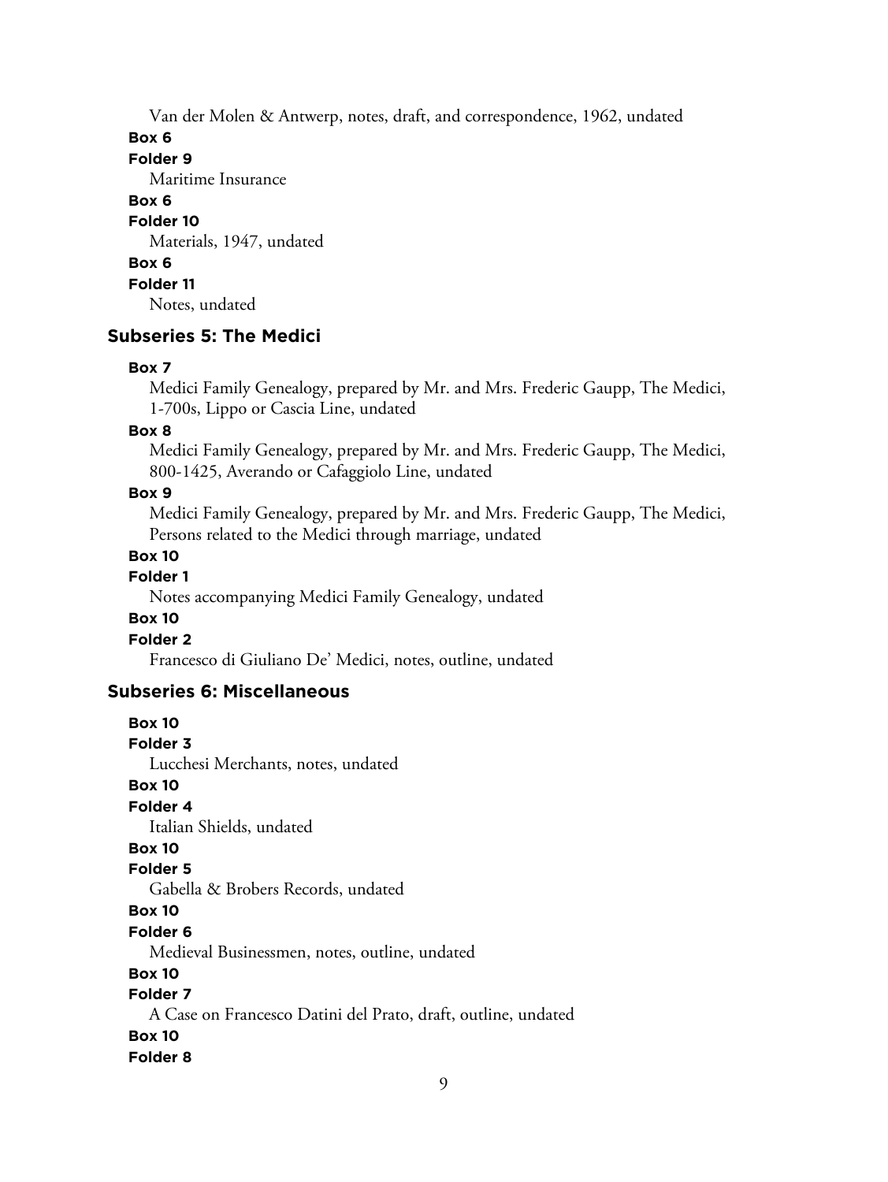Van der Molen & Antwerp, notes, draft, and correspondence, 1962, undated

**Box 6**

**Folder 9**

Maritime Insurance

**Box 6**

**Folder 10**

Materials, 1947, undated

**Box 6**

**Folder 11**

Notes, undated

### Subseries 5: The Medici

**Box 7**

Medici Family Genealogy, prepared by Mr. and Mrs. Frederic Gaupp, The Medici, 1-700s, Lippo or Cascia Line, undated

**Box 8**

Medici Family Genealogy, prepared by Mr. and Mrs. Frederic Gaupp, The Medici, 800-1425, Averando or Cafaggiolo Line, undated

**Box 9**

Medici Family Genealogy, prepared by Mr. and Mrs. Frederic Gaupp, The Medici, Persons related to the Medici through marriage, undated

**Box 10**

**Folder 1**

Notes accompanying Medici Family Genealogy, undated

**Box 10**

**Folder 2**

Francesco di Giuliano De' Medici, notes, outline, undated

### Subseries 6: Miscellaneous

**Box 10**

**Folder 3**

Lucchesi Merchants, notes, undated

**Box 10**

**Folder 4**

Italian Shields, undated

**Box 10**

**Folder 5**

Gabella & Brobers Records, undated

**Box 10**

**Folder 6**

Medieval Businessmen, notes, outline, undated

**Box 10**

**Folder 7**

A Case on Francesco Datini del Prato, draft, outline, undated

**Box 10**

**Folder 8**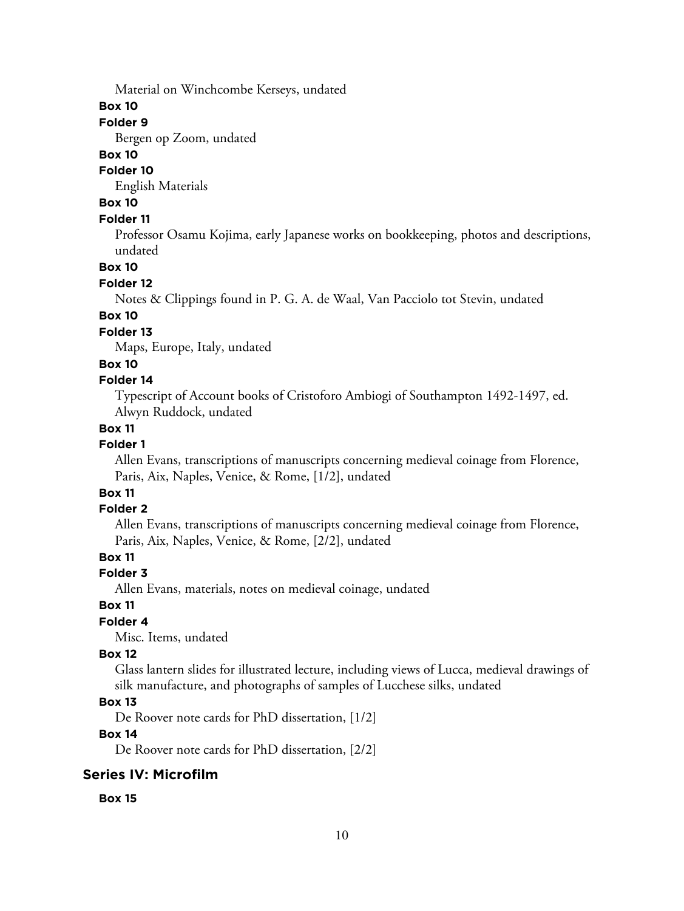Material on Winchcombe Kerseys, undated

**Box 10**

**Folder 9**

Bergen op Zoom, undated

**Box 10**

**Folder 10**

English Materials

**Box 10**

**Folder 11**

Professor Osamu Kojima, early Japanese works on bookkeeping, photos and descriptions, undated

**Box 10**

**Folder 12**

Notes & Clippings found in P. G. A. de Waal, Van Pacciolo tot Stevin, undated

**Box 10**

**Folder 13**

Maps, Europe, Italy, undated

**Box 10**

**Folder 14**

Typescript of Account books of Cristoforo Ambiogi of Southampton 1492-1497, ed. Alwyn Ruddock, undated

**Box 11**

**Folder 1**

Allen Evans, transcriptions of manuscripts concerning medieval coinage from Florence, Paris, Aix, Naples, Venice, & Rome, [1/2], undated

**Box 11**

**Folder 2**

Allen Evans, transcriptions of manuscripts concerning medieval coinage from Florence, Paris, Aix, Naples, Venice, & Rome, [2/2], undated

**Box 11**

**Folder 3**

Allen Evans, materials, notes on medieval coinage, undated

**Box 11**

**Folder 4**

Misc. Items, undated

**Box 12**

Glass lantern slides for illustrated lecture, including views of Lucca, medieval drawings of silk manufacture, and photographs of samples of Lucchese silks, undated

**Box 13**

De Roover note cards for PhD dissertation, [1/2]

**Box 14**

De Roover note cards for PhD dissertation, [2/2]

## Series IV: Microfilm

**Box 15**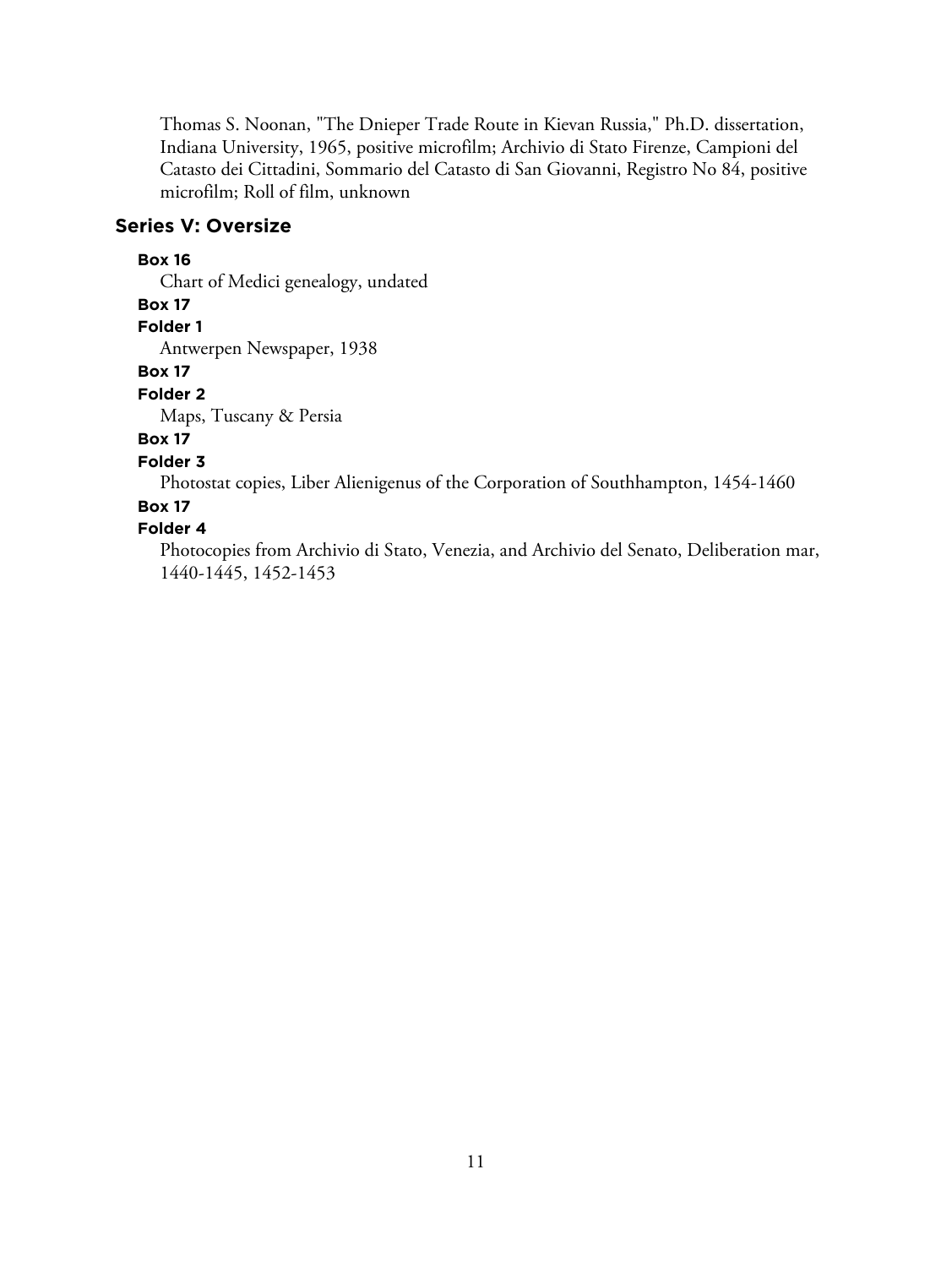Thomas S. Noonan, "The Dnieper Trade Route in Kievan Russia," Ph.D. dissertation, Indiana University, 1965, positive microfilm; Archivio di Stato Firenze, Campioni del Catasto dei Cittadini, Sommario del Catasto di San Giovanni, Registro No 84, positive microfilm; Roll of film, unknown

## Series V: Oversize

**Box 16**

Chart of Medici genealogy, undated

**Box 17**

**Folder 1**

Antwerpen Newspaper, 1938

**Box 17**

**Folder 2**

Maps, Tuscany & Persia

**Box 17**

**Folder 3**

Photostat copies, Liber Alienigenus of the Corporation of Southhampton, 1454-1460

**Box 17**

**Folder 4**

Photocopies from Archivio di Stato, Venezia, and Archivio del Senato, Deliberation mar, 1440-1445, 1452-1453